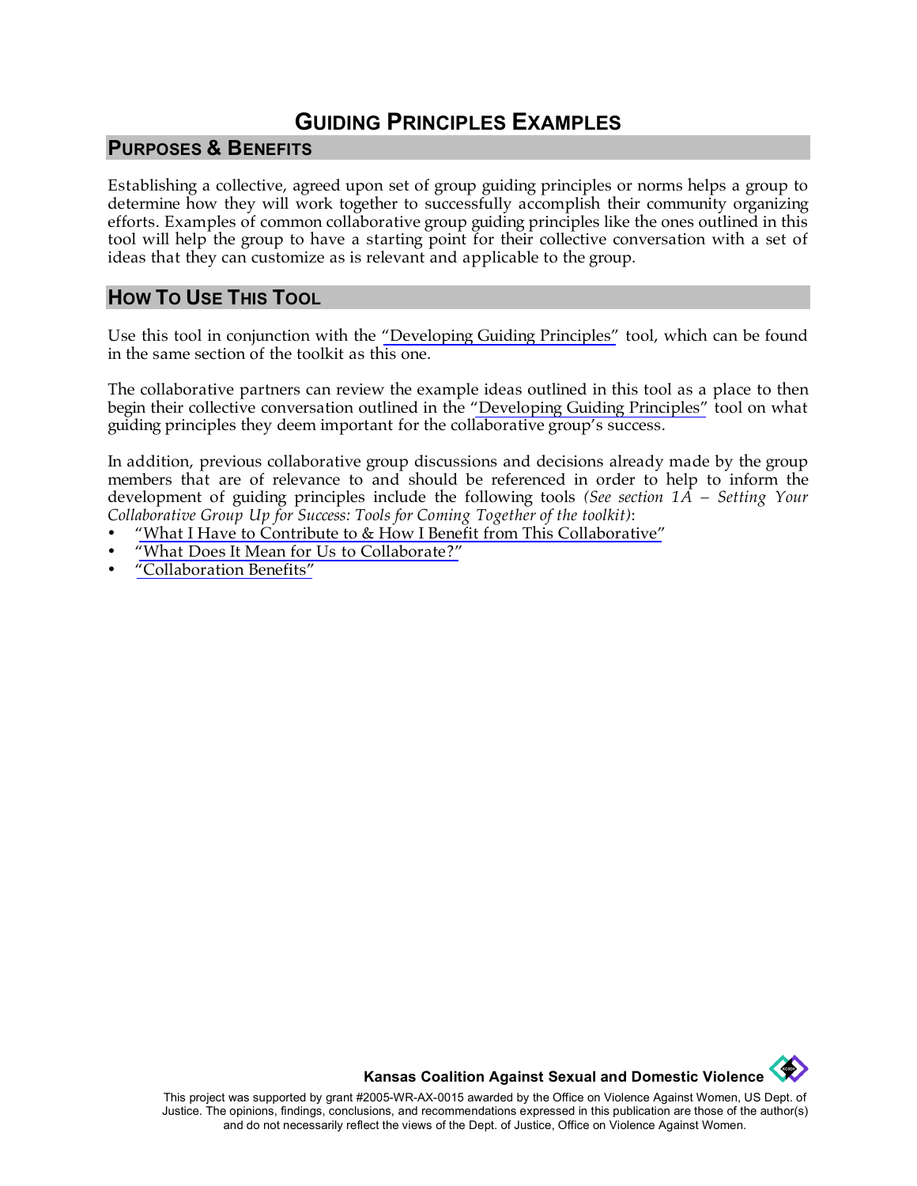# GUIDING PRINCIPLES EXAMPLES

## PURPOSES & BENEFITS

Establishing a collective, agreed upon set of group guiding principles or norms helps a group to determine how they will work together to successfully accomplish their community organizing efforts. Examples of common collaborative group guiding principles like the ones outlined in this tool will help the group to have a starting point for their collective conversation with a set of ideas that they can customize as is relevant and applicable to the group.

## HOW TO USE THIS TOOL

Use this tool in conjunction with the "Developing Guiding Principles" tool, which can be found in the same section of the toolkit as this one.

The collaborative partners can review the example ideas outlined in this tool as a place to then begin their collective conversation outlined in the "Developing Guiding Principles" tool on what guiding principles they deem important for the collaborative group's success.

In addition, previous collaborative group discussions and decisions already made by the group members that are of relevance to and should be referenced in order to help to inform the development of guiding principles include the following tools *(See section 1A – Setting Your Collaborative Group Up for Success: Tools for Coming Together of the toolkit)*:

- "What I Have to Contribute to & How I Benefit from This Collaborative"
- "What Does It Mean for Us to Collaborate?"
- "Collaboration Benefits"

**Kansas Coalition Against Sexual and Domestic Violence**

This project was supported by grant #2005-WR-AX-0015 awarded by the Office on Violence Against Women, US Dept. of Justice. The opinions, findings, conclusions, and recommendations expressed in this publication are those of the author(s) and do not necessarily reflect the views of the Dept. of Justice, Office on Violence Against Women.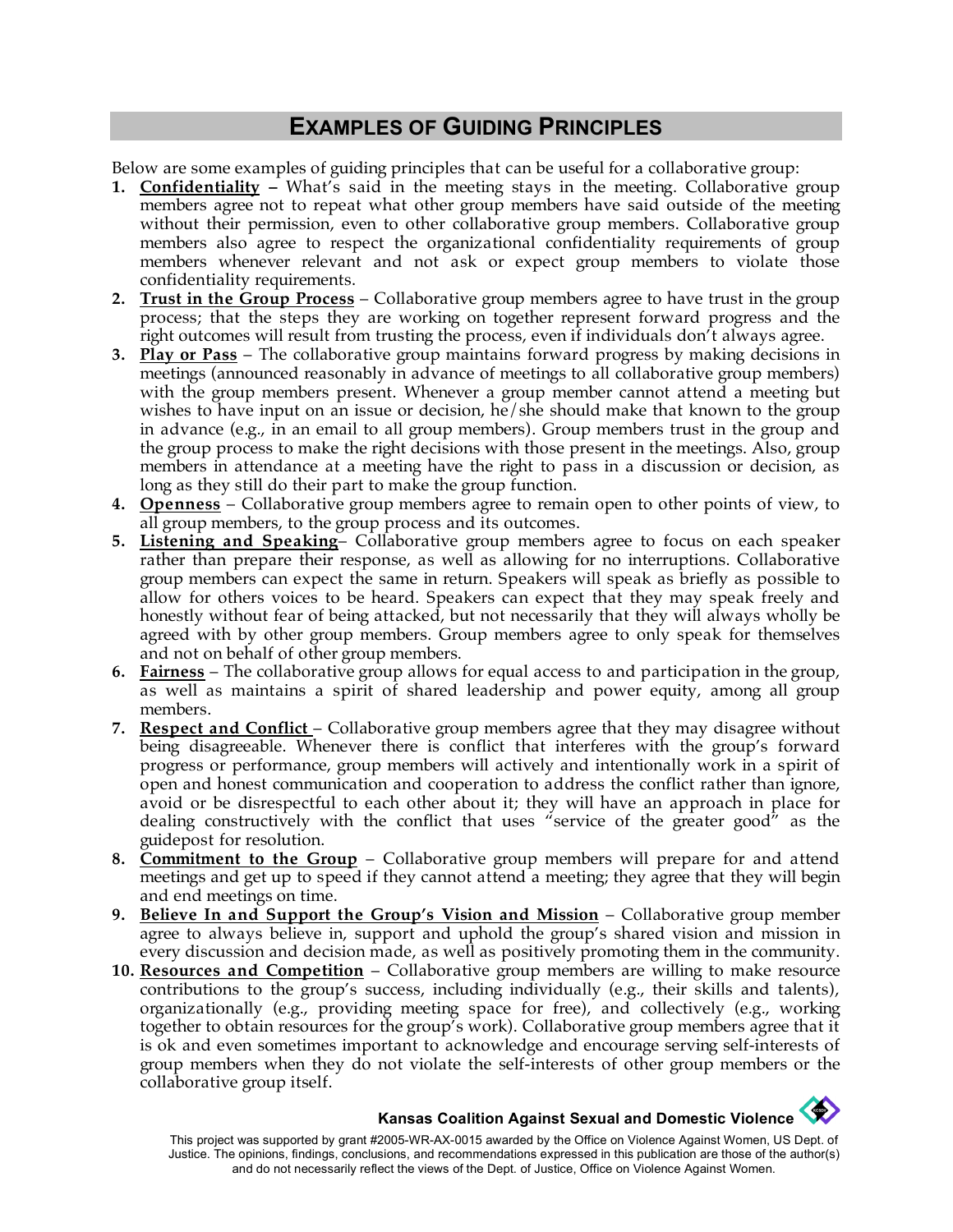## EXAMPLES OF GUIDING PRINCIPLES

Below are some examples of guiding principles that can be useful for a collaborative group:

1. **Confidentiality** – What's said in the meeting stays in the meeting. Collaborative group members agree not to repeat what other group members have said outside of the meeting without their permission, even to other collaborative group members. Collaborative group members also agree to respect the organizational confidentiality requirements of group members whenever relevant and not ask or expect group members to violate those confidentiality requirements.
2. **Trust in the Group Process** – Collaborative group members agree to have trust in the group process; that the steps they are working on together represent forward progress and the right outcomes will result from trusting the process, even if individuals don't always agree.
3. **Play or Pass** – The collaborative group maintains forward progress by making decisions in meetings (announced reasonably in advance of meetings to all collaborative group members) with the group members present. Whenever a group member cannot attend a meeting but wishes to have input on an issue or decision, he/she should make that known to the group in advance (e.g., in an email to all group members). Group members trust in the group and the group process to make the right decisions with those present in the meetings. Also, group members in attendance at a meeting have the right to pass in a discussion or decision, as long as they still do their part to make the group function.
4. **Openness** – Collaborative group members agree to remain open to other points of view, to all group members, to the group process and its outcomes.
5. **Listening and Speaking**– Collaborative group members agree to focus on each speaker rather than prepare their response, as well as allowing for no interruptions. Collaborative group members can expect the same in return. Speakers will speak as briefly as possible to allow for others voices to be heard. Speakers can expect that they may speak freely and honestly without fear of being attacked, but not necessarily that they will always wholly be agreed with by other group members. Group members agree to only speak for themselves and not on behalf of other group members.
6. **Fairness** – The collaborative group allows for equal access to and participation in the group, as well as maintains a spirit of shared leadership and power equity, among all group members.
7. **Respect and Conflict** – Collaborative group members agree that they may disagree without being disagreeable. Whenever there is conflict that interferes with the group's forward progress or performance, group members will actively and intentionally work in a spirit of open and honest communication and cooperation to address the conflict rather than ignore, avoid or be disrespectful to each other about it; they will have an approach in place for dealing constructively with the conflict that uses "service of the greater good" as the guidepost for resolution.
8. **Commitment to the Group** – Collaborative group members will prepare for and attend meetings and get up to speed if they cannot attend a meeting; they agree that they will begin and end meetings on time.
9. **Believe In and Support the Group's Vision and Mission** – Collaborative group member agree to always believe in, support and uphold the group's shared vision and mission in every discussion and decision made, as well as positively promoting them in the community.
10. **Resources and Competition** – Collaborative group members are willing to make resource contributions to the group's success, including individually (e.g., their skills and talents), organizationally (e.g., providing meeting space for free), and collectively (e.g., working together to obtain resources for the group's work). Collaborative group members agree that it is ok and even sometimes important to acknowledge and encourage serving self-interests of group members when they do not violate the self-interests of other group members or the collaborative group itself.

**Kansas Coalition Against Sexual and Domestic Violence**

This project was supported by grant #2005-WR-AX-0015 awarded by the Office on Violence Against Women, US Dept. of Justice. The opinions, findings, conclusions, and recommendations expressed in this publication are those of the author(s) and do not necessarily reflect the views of the Dept. of Justice, Office on Violence Against Women.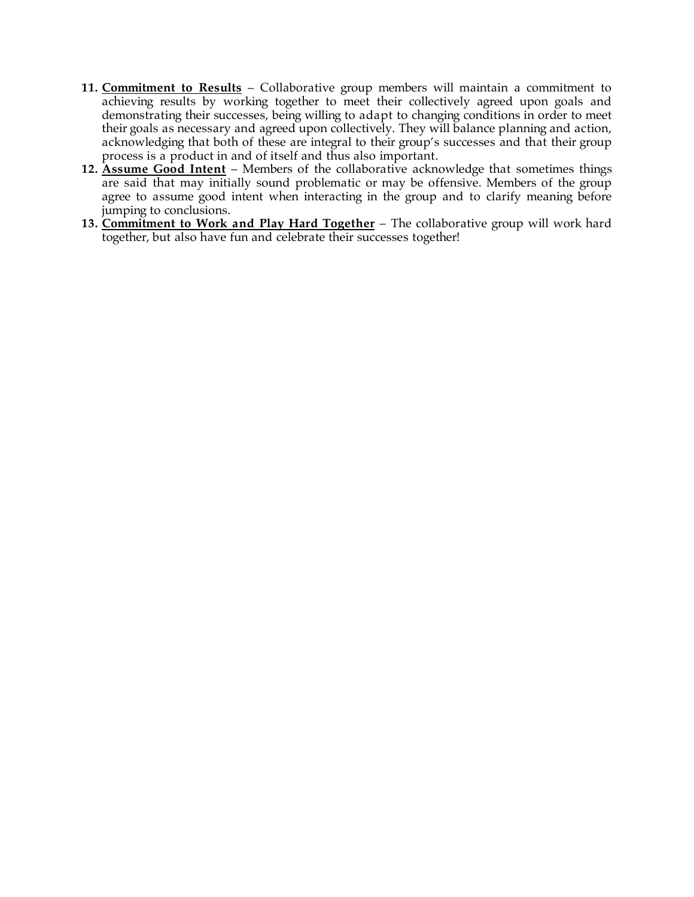11. **Commitment to Results** – Collaborative group members will maintain a commitment to achieving results by working together to meet their collectively agreed upon goals and demonstrating their successes, being willing to adapt to changing conditions in order to meet their goals as necessary and agreed upon collectively. They will balance planning and action, acknowledging that both of these are integral to their group's successes and that their group process is a product in and of itself and thus also important.
12. **Assume Good Intent** – Members of the collaborative acknowledge that sometimes things are said that may initially sound problematic or may be offensive. Members of the group agree to assume good intent when interacting in the group and to clarify meaning before jumping to conclusions.
13. **Commitment to Work and Play Hard Together** – The collaborative group will work hard together, but also have fun and celebrate their successes together!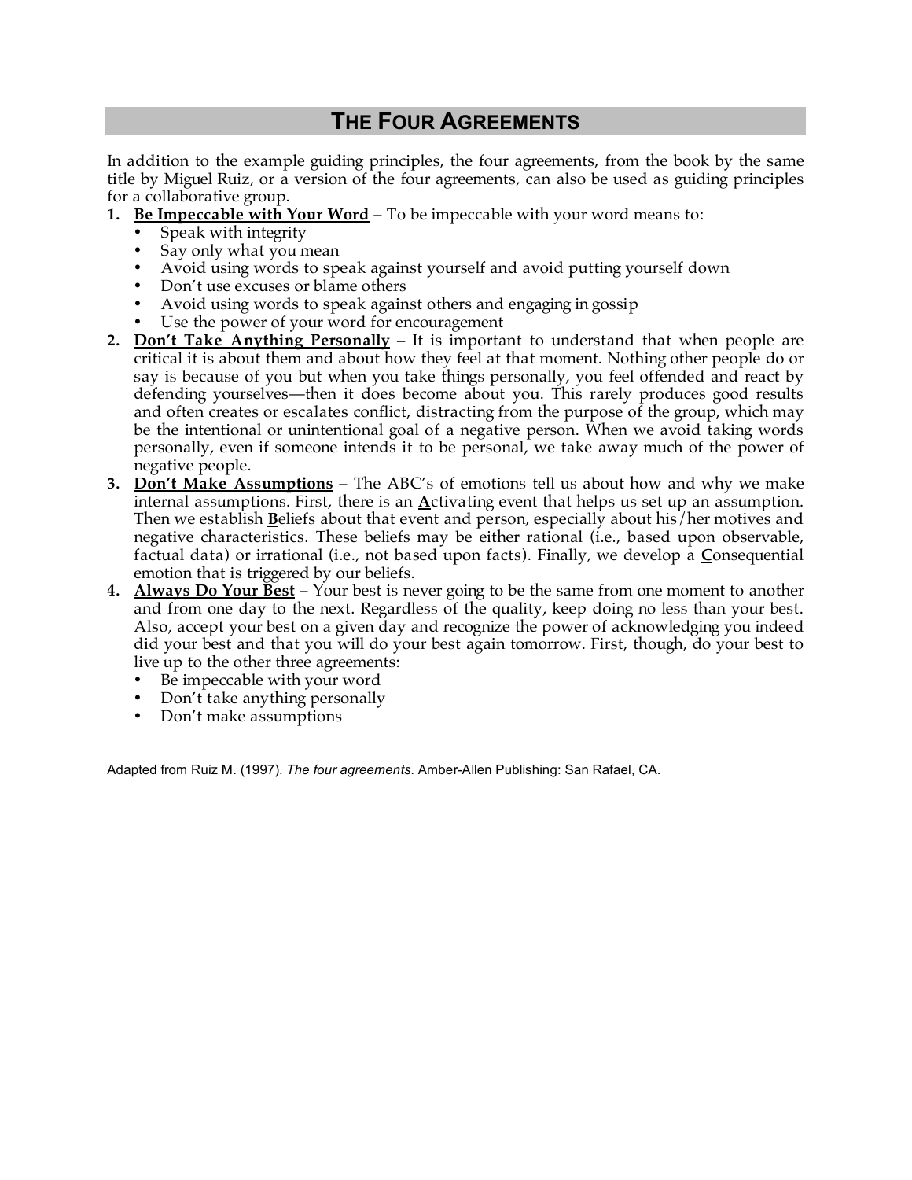## THE FOUR AGREEMENTS

In addition to the example guiding principles, the four agreements, from the book by the same title by Miguel Ruiz, or a version of the four agreements, can also be used as guiding principles for a collaborative group.

1. **<u>Be Impeccable with Your Word</u>** – To be impeccable with your word means to:
   - Speak with integrity
   - Say only what you mean
   - Avoid using words to speak against yourself and avoid putting yourself down
   - Don't use excuses or blame others
   - Avoid using words to speak against others and engaging in gossip
   - Use the power of your word for encouragement
2. **<u>Don't Take Anything Personally</u> –** It is important to understand that when people are critical it is about them and about how they feel at that moment. Nothing other people do or say is because of you but when you take things personally, you feel offended and react by defending yourselves—then it does become about you. This rarely produces good results and often creates or escalates conflict, distracting from the purpose of the group, which may be the intentional or unintentional goal of a negative person. When we avoid taking words personally, even if someone intends it to be personal, we take away much of the power of negative people.
3. **<u>Don't Make Assumptions</u>** – The ABC's of emotions tell us about how and why we make internal assumptions. First, there is an **<u>A</u>**ctivating event that helps us set up an assumption. Then we establish **<u>B</u>**eliefs about that event and person, especially about his/her motives and negative characteristics. These beliefs may be either rational (i.e., based upon observable, factual data) or irrational (i.e., not based upon facts). Finally, we develop a **<u>C</u>**onsequential emotion that is triggered by our beliefs.
4. **<u>Always Do Your Best</u>** – Your best is never going to be the same from one moment to another and from one day to the next. Regardless of the quality, keep doing no less than your best. Also, accept your best on a given day and recognize the power of acknowledging you indeed did your best and that you will do your best again tomorrow. First, though, do your best to live up to the other three agreements:
   - Be impeccable with your word
   - Don't take anything personally
   - Don't make assumptions

Adapted from Ruiz M. (1997). *The four agreements.* Amber-Allen Publishing: San Rafael, CA.